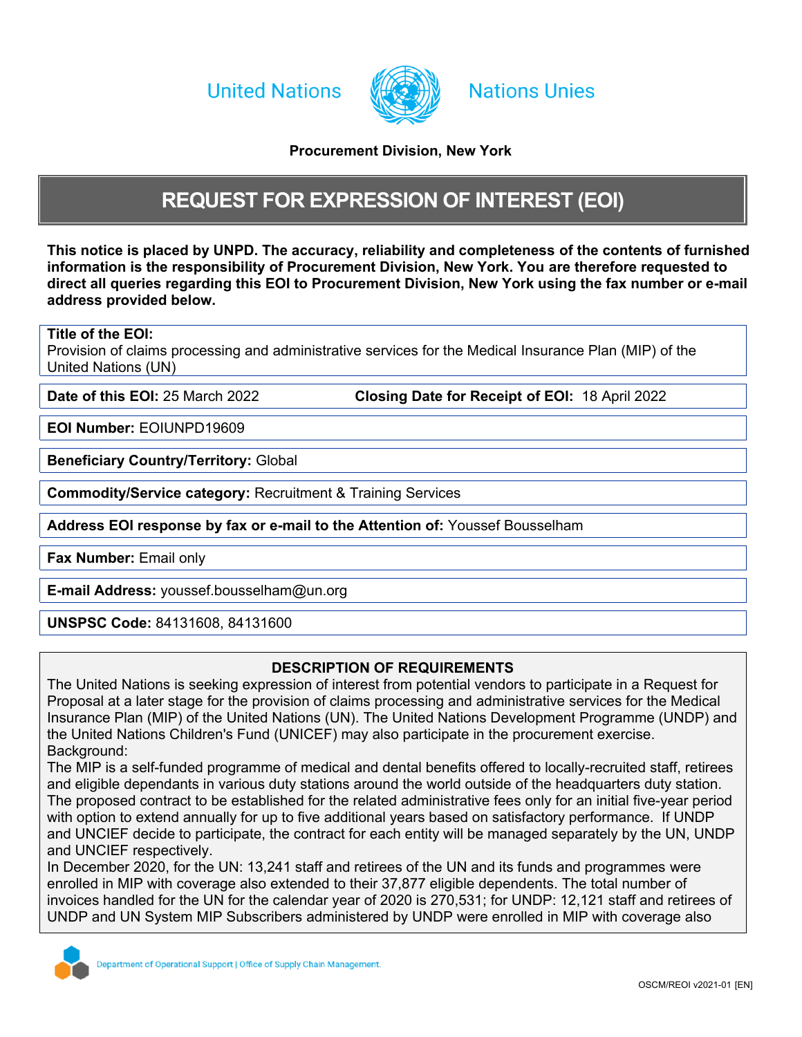United Nations Nations Unies

**Procurement Division, New York**

# REQUEST FOR EXPRESSION OF INTEREST (EOI)

**This notice is placed by UNPD. The accuracy, reliability and completeness of the contents of furnished information is the responsibility of Procurement Division, New York. You are therefore requested to direct all queries regarding this EOI to Procurement Division, New York using the fax number or e-mail address provided below.**

**Title of the EOI:**
Provision of claims processing and administrative services for the Medical Insurance Plan (MIP) of the United Nations (UN)

**Date of this EOI:** 25 March 2022 **Closing Date for Receipt of EOI:** 18 April 2022

**EOI Number:** EOIUNPD19609

**Beneficiary Country/Territory:** Global

**Commodity/Service category:** Recruitment & Training Services

**Address EOI response by fax or e-mail to the Attention of:** Youssef Bousselham

**Fax Number:** Email only

**E-mail Address:** youssef.bousselham@un.org

**UNSPSC Code:** 84131608, 84131600

## DESCRIPTION OF REQUIREMENTS

The United Nations is seeking expression of interest from potential vendors to participate in a Request for Proposal at a later stage for the provision of claims processing and administrative services for the Medical Insurance Plan (MIP) of the United Nations (UN). The United Nations Development Programme (UNDP) and the United Nations Children's Fund (UNICEF) may also participate in the procurement exercise.

Background:

The MIP is a self-funded programme of medical and dental benefits offered to locally-recruited staff, retirees and eligible dependants in various duty stations around the world outside of the headquarters duty station. The proposed contract to be established for the related administrative fees only for an initial five-year period with option to extend annually for up to five additional years based on satisfactory performance. If UNDP and UNCIEF decide to participate, the contract for each entity will be managed separately by the UN, UNDP and UNCIEF respectively.

In December 2020, for the UN: 13,241 staff and retirees of the UN and its funds and programmes were enrolled in MIP with coverage also extended to their 37,877 eligible dependents. The total number of invoices handled for the UN for the calendar year of 2020 is 270,531; for UNDP: 12,121 staff and retirees of UNDP and UN System MIP Subscribers administered by UNDP were enrolled in MIP with coverage also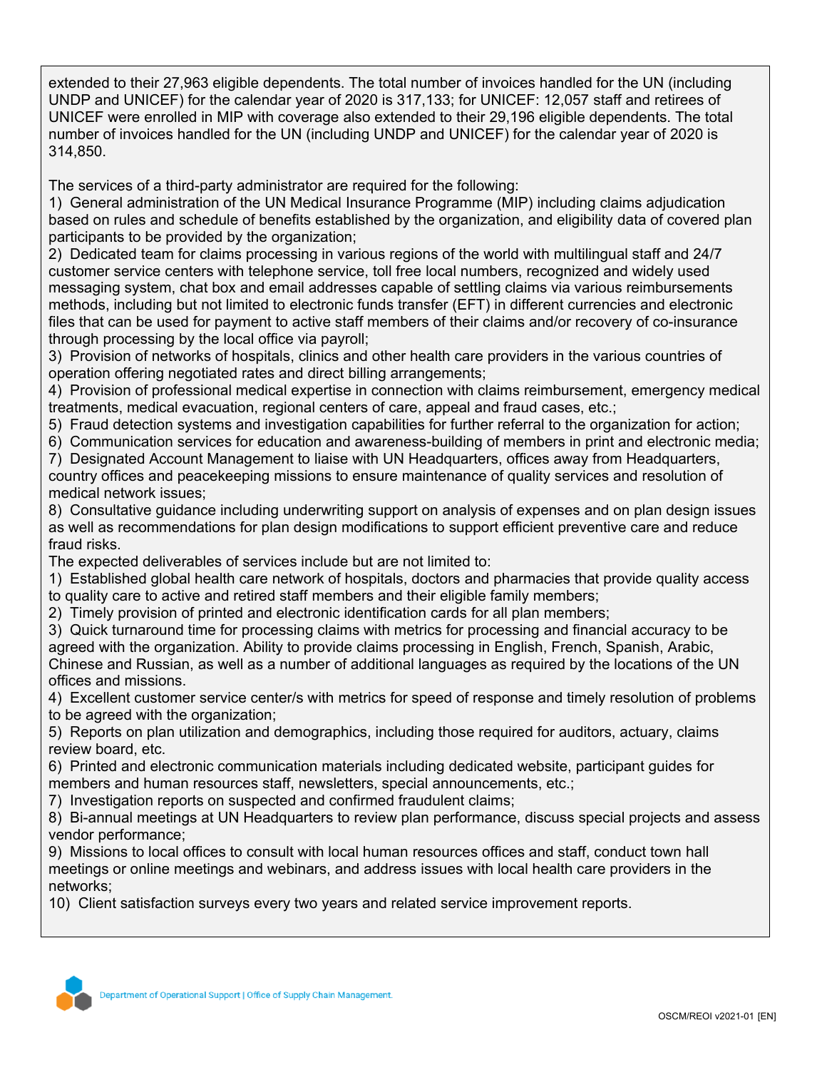extended to their 27,963 eligible dependents. The total number of invoices handled for the UN (including UNDP and UNICEF) for the calendar year of 2020 is 317,133; for UNICEF: 12,057 staff and retirees of UNICEF were enrolled in MIP with coverage also extended to their 29,196 eligible dependents. The total number of invoices handled for the UN (including UNDP and UNICEF) for the calendar year of 2020 is 314,850.

The services of a third-party administrator are required for the following:

1) General administration of the UN Medical Insurance Programme (MIP) including claims adjudication based on rules and schedule of benefits established by the organization, and eligibility data of covered plan participants to be provided by the organization;
2) Dedicated team for claims processing in various regions of the world with multilingual staff and 24/7 customer service centers with telephone service, toll free local numbers, recognized and widely used messaging system, chat box and email addresses capable of settling claims via various reimbursements methods, including but not limited to electronic funds transfer (EFT) in different currencies and electronic files that can be used for payment to active staff members of their claims and/or recovery of co-insurance through processing by the local office via payroll;
3) Provision of networks of hospitals, clinics and other health care providers in the various countries of operation offering negotiated rates and direct billing arrangements;
4) Provision of professional medical expertise in connection with claims reimbursement, emergency medical treatments, medical evacuation, regional centers of care, appeal and fraud cases, etc.;
5) Fraud detection systems and investigation capabilities for further referral to the organization for action;
6) Communication services for education and awareness-building of members in print and electronic media;
7) Designated Account Management to liaise with UN Headquarters, offices away from Headquarters, country offices and peacekeeping missions to ensure maintenance of quality services and resolution of medical network issues;
8) Consultative guidance including underwriting support on analysis of expenses and on plan design issues as well as recommendations for plan design modifications to support efficient preventive care and reduce fraud risks.

The expected deliverables of services include but are not limited to:

1) Established global health care network of hospitals, doctors and pharmacies that provide quality access to quality care to active and retired staff members and their eligible family members;
2) Timely provision of printed and electronic identification cards for all plan members;
3) Quick turnaround time for processing claims with metrics for processing and financial accuracy to be agreed with the organization. Ability to provide claims processing in English, French, Spanish, Arabic, Chinese and Russian, as well as a number of additional languages as required by the locations of the UN offices and missions.
4) Excellent customer service center/s with metrics for speed of response and timely resolution of problems to be agreed with the organization;
5) Reports on plan utilization and demographics, including those required for auditors, actuary, claims review board, etc.
6) Printed and electronic communication materials including dedicated website, participant guides for members and human resources staff, newsletters, special announcements, etc.;
7) Investigation reports on suspected and confirmed fraudulent claims;
8) Bi-annual meetings at UN Headquarters to review plan performance, discuss special projects and assess vendor performance;
9) Missions to local offices to consult with local human resources offices and staff, conduct town hall meetings or online meetings and webinars, and address issues with local health care providers in the networks;
10) Client satisfaction surveys every two years and related service improvement reports.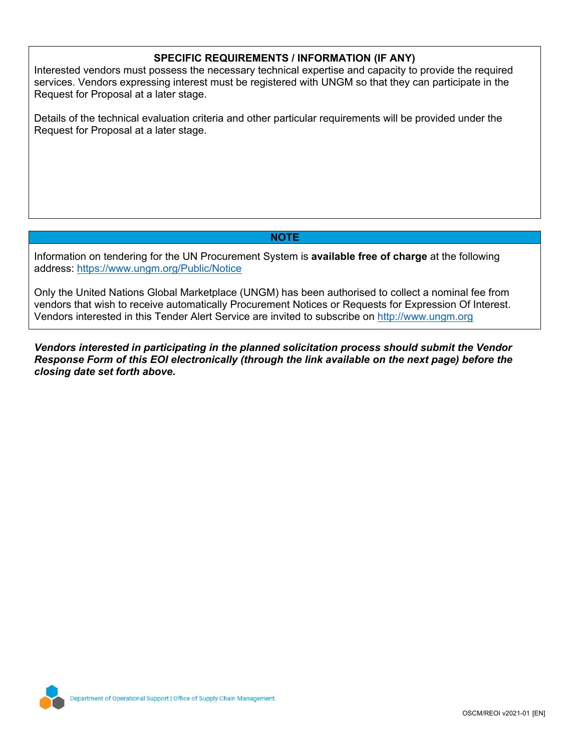## SPECIFIC REQUIREMENTS / INFORMATION (IF ANY)

Interested vendors must possess the necessary technical expertise and capacity to provide the required services. Vendors expressing interest must be registered with UNGM so that they can participate in the Request for Proposal at a later stage.

Details of the technical evaluation criteria and other particular requirements will be provided under the Request for Proposal at a later stage.

## NOTE

Information on tendering for the UN Procurement System is **available free of charge** at the following address: https://www.ungm.org/Public/Notice

Only the United Nations Global Marketplace (UNGM) has been authorised to collect a nominal fee from vendors that wish to receive automatically Procurement Notices or Requests for Expression Of Interest. Vendors interested in this Tender Alert Service are invited to subscribe on http://www.ungm.org

***Vendors interested in participating in the planned solicitation process should submit the Vendor Response Form of this EOI electronically (through the link available on the next page) before the closing date set forth above.***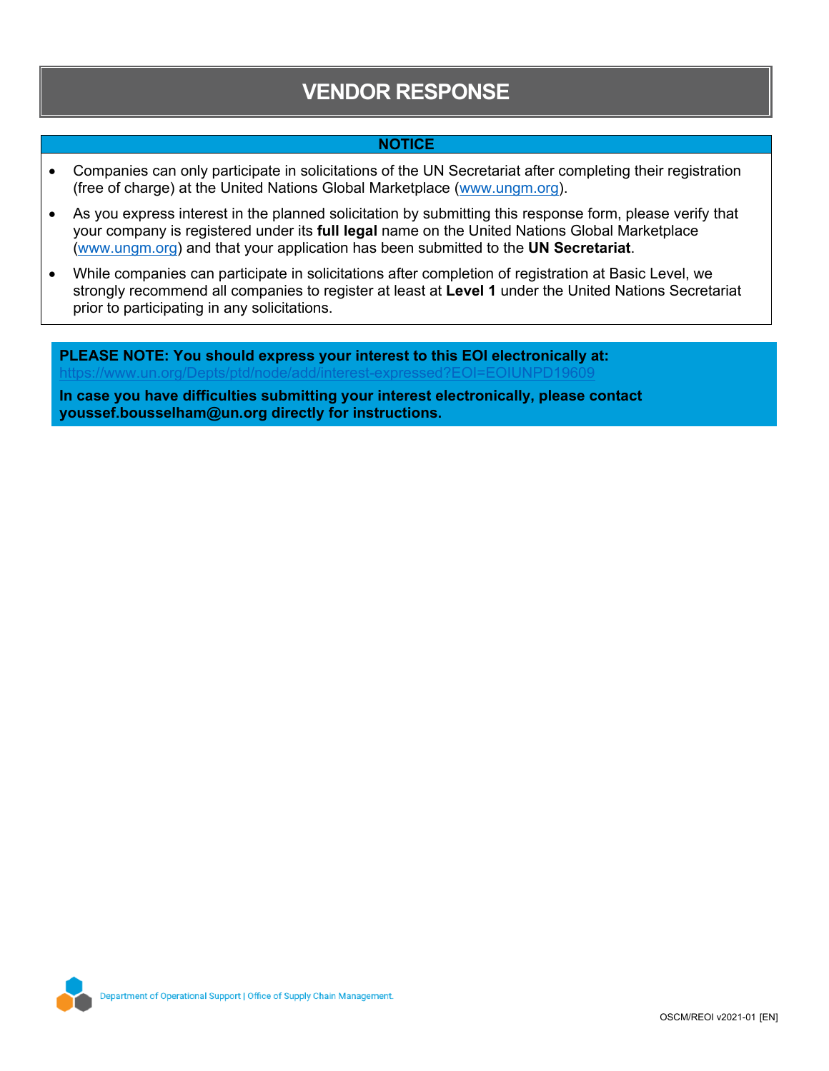# VENDOR RESPONSE

**NOTICE**

- Companies can only participate in solicitations of the UN Secretariat after completing their registration (free of charge) at the United Nations Global Marketplace (www.ungm.org).
- As you express interest in the planned solicitation by submitting this response form, please verify that your company is registered under its **full legal** name on the United Nations Global Marketplace (www.ungm.org) and that your application has been submitted to the **UN Secretariat**.
- While companies can participate in solicitations after completion of registration at Basic Level, we strongly recommend all companies to register at least at **Level 1** under the United Nations Secretariat prior to participating in any solicitations.

**PLEASE NOTE: You should express your interest to this EOI electronically at:**
https://www.un.org/Depts/ptd/node/add/interest-expressed?EOI=EOIUNPD19609

**In case you have difficulties submitting your interest electronically, please contact youssef.bousselham@un.org directly for instructions.**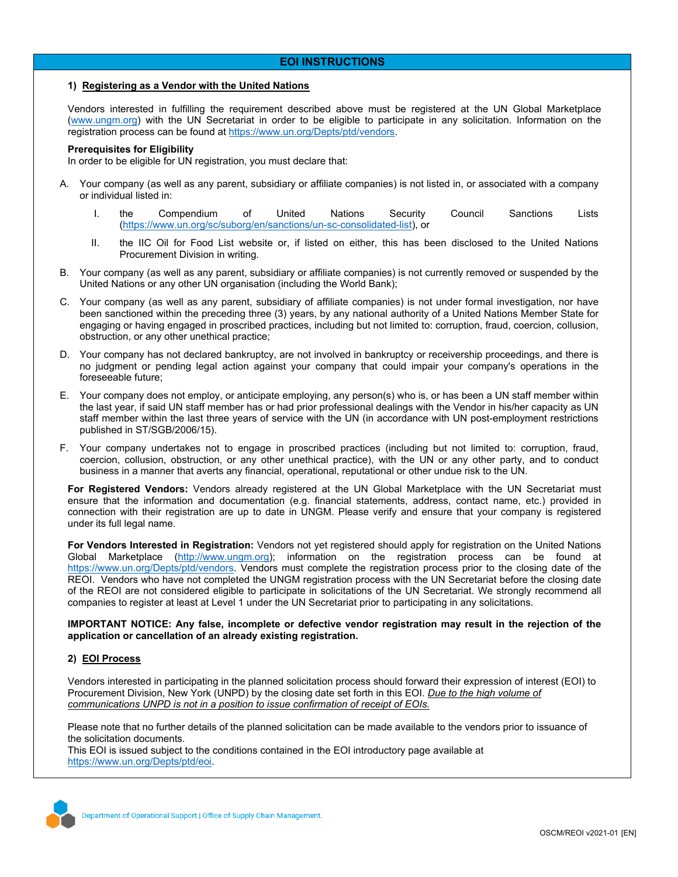## EOI INSTRUCTIONS

### 1) Registering as a Vendor with the United Nations

Vendors interested in fulfilling the requirement described above must be registered at the UN Global Marketplace (www.ungm.org) with the UN Secretariat in order to be eligible to participate in any solicitation. Information on the registration process can be found at https://www.un.org/Depts/ptd/vendors.

**Prerequisites for Eligibility**
In order to be eligible for UN registration, you must declare that:

A. Your company (as well as any parent, subsidiary or affiliate companies) is not listed in, or associated with a company or individual listed in:

   I. the Compendium of United Nations Security Council Sanctions Lists (https://www.un.org/sc/suborg/en/sanctions/un-sc-consolidated-list), or

   II. the IIC Oil for Food List website or, if listed on either, this has been disclosed to the United Nations Procurement Division in writing.

B. Your company (as well as any parent, subsidiary or affiliate companies) is not currently removed or suspended by the United Nations or any other UN organisation (including the World Bank);

C. Your company (as well as any parent, subsidiary of affiliate companies) is not under formal investigation, nor have been sanctioned within the preceding three (3) years, by any national authority of a United Nations Member State for engaging or having engaged in proscribed practices, including but not limited to: corruption, fraud, coercion, collusion, obstruction, or any other unethical practice;

D. Your company has not declared bankruptcy, are not involved in bankruptcy or receivership proceedings, and there is no judgment or pending legal action against your company that could impair your company's operations in the foreseeable future;

E. Your company does not employ, or anticipate employing, any person(s) who is, or has been a UN staff member within the last year, if said UN staff member has or had prior professional dealings with the Vendor in his/her capacity as UN staff member within the last three years of service with the UN (in accordance with UN post-employment restrictions published in ST/SGB/2006/15).

F. Your company undertakes not to engage in proscribed practices (including but not limited to: corruption, fraud, coercion, collusion, obstruction, or any other unethical practice), with the UN or any other party, and to conduct business in a manner that averts any financial, operational, reputational or other undue risk to the UN.

**For Registered Vendors:** Vendors already registered at the UN Global Marketplace with the UN Secretariat must ensure that the information and documentation (e.g. financial statements, address, contact name, etc.) provided in connection with their registration are up to date in UNGM. Please verify and ensure that your company is registered under its full legal name.

**For Vendors Interested in Registration:** Vendors not yet registered should apply for registration on the United Nations Global Marketplace (http://www.ungm.org); information on the registration process can be found at https://www.un.org/Depts/ptd/vendors. Vendors must complete the registration process prior to the closing date of the REOI. Vendors who have not completed the UNGM registration process with the UN Secretariat before the closing date of the REOI are not considered eligible to participate in solicitations of the UN Secretariat. We strongly recommend all companies to register at least at Level 1 under the UN Secretariat prior to participating in any solicitations.

**IMPORTANT NOTICE: Any false, incomplete or defective vendor registration may result in the rejection of the application or cancellation of an already existing registration.**

### 2) EOI Process

Vendors interested in participating in the planned solicitation process should forward their expression of interest (EOI) to Procurement Division, New York (UNPD) by the closing date set forth in this EOI. *Due to the high volume of communications UNPD is not in a position to issue confirmation of receipt of EOIs.*

Please note that no further details of the planned solicitation can be made available to the vendors prior to issuance of the solicitation documents.
This EOI is issued subject to the conditions contained in the EOI introductory page available at https://www.un.org/Depts/ptd/eoi.

Department of Operational Support | Office of Supply Chain Management.

OSCM/REOI v2021-01 [EN]